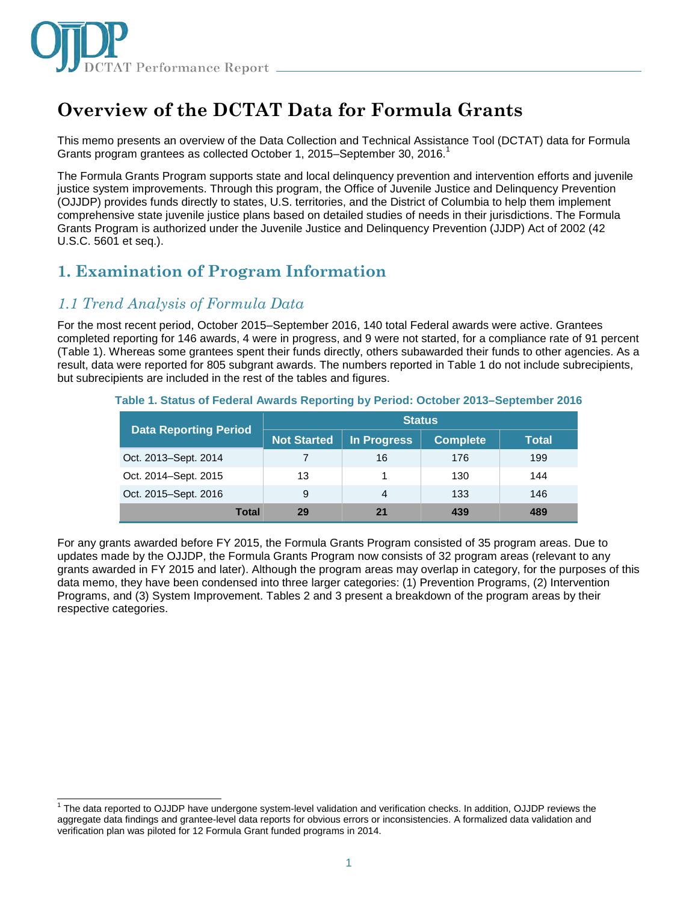# Overview of the DCTAT Data for Formula Grants

This memo presents an overview of the Data Collection and Technical Assistance Tool (DCTAT) data for Formula Grants program grantees as collected October 1, 2015–September 30, 2016.[1]

The Formula Grants Program supports state and local delinquency prevention and intervention efforts and juvenile justice system improvements. Through this program, the Office of Juvenile Justice and Delinquency Prevention (OJJDP) provides funds directly to states, U.S. territories, and the District of Columbia to help them implement comprehensive state juvenile justice plans based on detailed studies of needs in their jurisdictions. The Formula Grants Program is authorized under the Juvenile Justice and Delinquency Prevention (JJDP) Act of 2002 (42 U.S.C. 5601 et seq.).

## 1. Examination of Program Information

### *1.1 Trend Analysis of Formula Data*

For the most recent period, October 2015–September 2016, 140 total Federal awards were active. Grantees completed reporting for 146 awards, 4 were in progress, and 9 were not started, for a compliance rate of 91 percent (Table 1). Whereas some grantees spent their funds directly, others subawarded their funds to other agencies. As a result, data were reported for 805 subgrant awards. The numbers reported in Table 1 do not include subrecipients, but subrecipients are included in the rest of the tables and figures.

**Table 1. Status of Federal Awards Reporting by Period: October 2013–September 2016**

| Data Reporting Period | Status | | | |
|---|---|---|---|---|
| | Not Started | In Progress | Complete | Total |
| Oct. 2013–Sept. 2014 | 7 | 16 | 176 | 199 |
| Oct. 2014–Sept. 2015 | 13 | 1 | 130 | 144 |
| Oct. 2015–Sept. 2016 | 9 | 4 | 133 | 146 |
| **Total** | **29** | **21** | **439** | **489** |

For any grants awarded before FY 2015, the Formula Grants Program consisted of 35 program areas. Due to updates made by the OJJDP, the Formula Grants Program now consists of 32 program areas (relevant to any grants awarded in FY 2015 and later). Although the program areas may overlap in category, for the purposes of this data memo, they have been condensed into three larger categories: (1) Prevention Programs, (2) Intervention Programs, and (3) System Improvement. Tables 2 and 3 present a breakdown of the program areas by their respective categories.

---

[1] The data reported to OJJDP have undergone system-level validation and verification checks. In addition, OJJDP reviews the aggregate data findings and grantee-level data reports for obvious errors or inconsistencies. A formalized data validation and verification plan was piloted for 12 Formula Grant funded programs in 2014.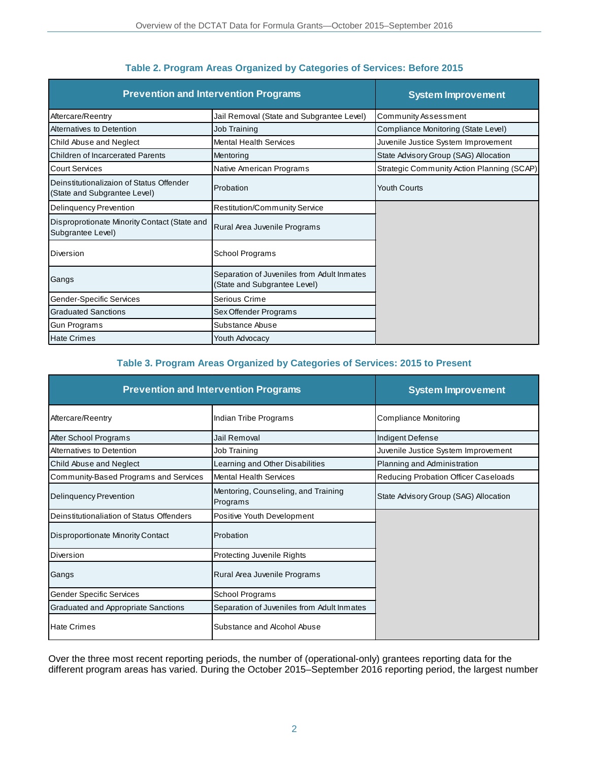### Table 2. Program Areas Organized by Categories of Services: Before 2015

| Prevention and Intervention Programs | | System Improvement |
|---|---|---|
| Aftercare/Reentry | Jail Removal (State and Subgrantee Level) | Community Assessment |
| Alternatives to Detention | Job Training | Compliance Monitoring (State Level) |
| Child Abuse and Neglect | Mental Health Services | Juvenile Justice System Improvement |
| Children of Incarcerated Parents | Mentoring | State Advisory Group (SAG) Allocation |
| Court Services | Native American Programs | Strategic Community Action Planning (SCAP) |
| Deinstitutionalizaion of Status Offender (State and Subgrantee Level) | Probation | Youth Courts |
| Delinquency Prevention | Restitution/Community Service | |
| Disproprtionate Minority Contact (State and Subgrantee Level) | Rural Area Juvenile Programs | |
| Diversion | School Programs | |
| Gangs | Separation of Juveniles from Adult Inmates (State and Subgrantee Level) | |
| Gender-Specific Services | Serious Crime | |
| Graduated Sanctions | Sex Offender Programs | |
| Gun Programs | Substance Abuse | |
| Hate Crimes | Youth Advocacy | |

### Table 3. Program Areas Organized by Categories of Services: 2015 to Present

| Prevention and Intervention Programs | | System Improvement |
|---|---|---|
| Aftercare/Reentry | Indian Tribe Programs | Compliance Monitoring |
| After School Programs | Jail Removal | Indigent Defense |
| Alternatives to Detention | Job Training | Juvenile Justice System Improvement |
| Child Abuse and Neglect | Learning and Other Disabilities | Planning and Administration |
| Community-Based Programs and Services | Mental Health Services | Reducing Probation Officer Caseloads |
| Delinquency Prevention | Mentoring, Counseling, and Training Programs | State Advisory Group (SAG) Allocation |
| Deinstitutionaliation of Status Offenders | Positive Youth Development | |
| Disproportionate Minority Contact | Probation | |
| Diversion | Protecting Juvenile Rights | |
| Gangs | Rural Area Juvenile Programs | |
| Gender Specific Services | School Programs | |
| Graduated and Appropriate Sanctions | Separation of Juveniles from Adult Inmates | |
| Hate Crimes | Substance and Alcohol Abuse | |

Over the three most recent reporting periods, the number of (operational-only) grantees reporting data for the different program areas has varied. During the October 2015–September 2016 reporting period, the largest number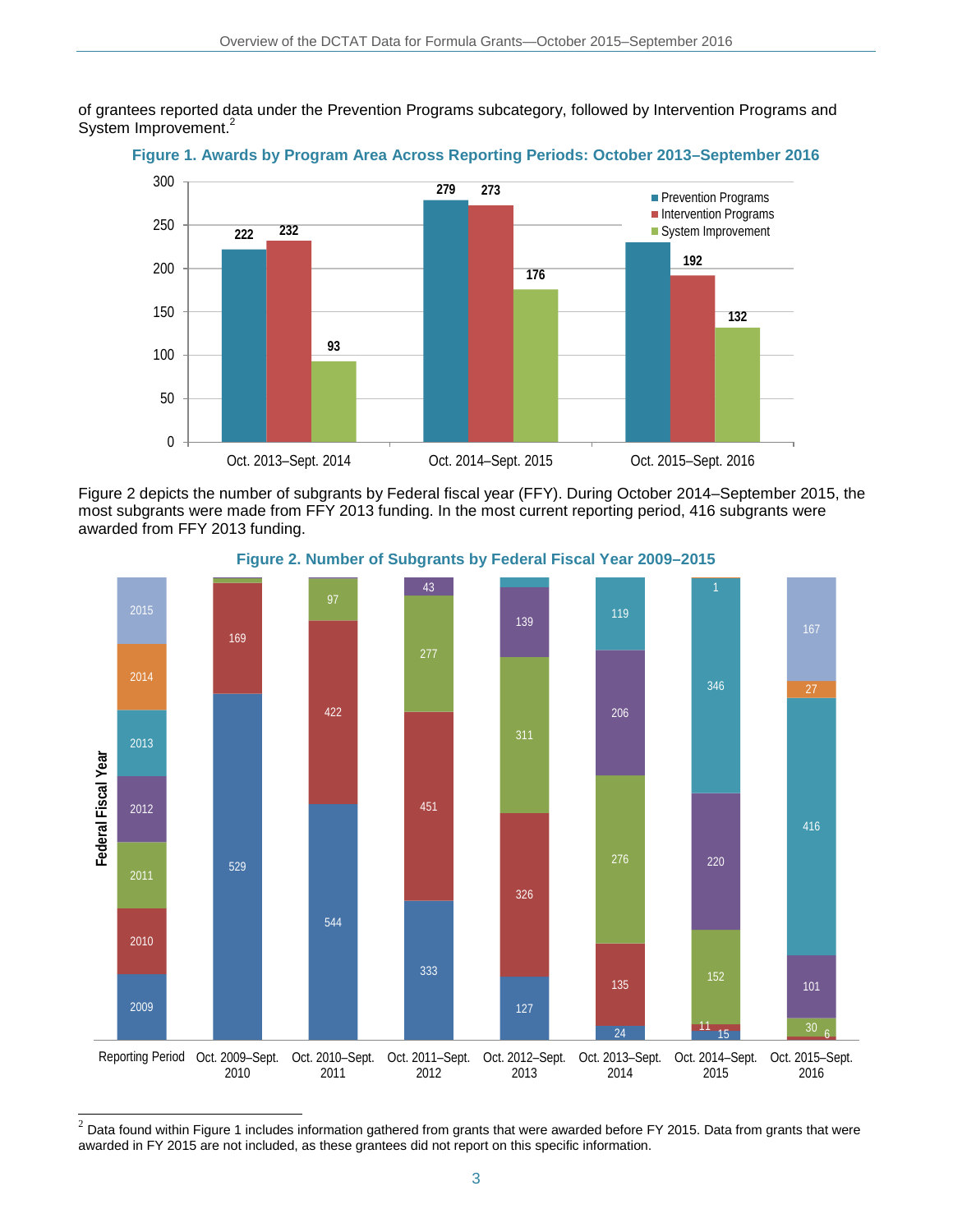of grantees reported data under the Prevention Programs subcategory, followed by Intervention Programs and System Improvement.[2]

**Figure 1. Awards by Program Area Across Reporting Periods: October 2013–September 2016**

| Reporting Period | Prevention Programs | Intervention Programs | System Improvement |
|---|---|---|---|
| Oct. 2013–Sept. 2014 | 222 | 232 | 93 |
| Oct. 2014–Sept. 2015 | 279 | 273 | 176 |
| Oct. 2015–Sept. 2016 | | 192 | 132 |

Figure 2 depicts the number of subgrants by Federal fiscal year (FFY). During October 2014–September 2015, the most subgrants were made from FFY 2013 funding. In the most current reporting period, 416 subgrants were awarded from FFY 2013 funding.

**Figure 2. Number of Subgrants by Federal Fiscal Year 2009–2015**

| Reporting Period | 2009 | 2010 | 2011 | 2012 | 2013 | 2014 | 2015 |
|---|---|---|---|---|---|---|---|
| Oct. 2009–Sept. 2010 | 529 | 169 | | | | | |
| Oct. 2010–Sept. 2011 | 544 | 422 | 97 | | | | |
| Oct. 2011–Sept. 2012 | 333 | 451 | 277 | 43 | | | |
| Oct. 2012–Sept. 2013 | 127 | 326 | 311 | 139 | | | |
| Oct. 2013–Sept. 2014 | 24 | 135 | 276 | 206 | 119 | | |
| Oct. 2014–Sept. 2015 | 15 | 11 | 152 | 220 | 346 | 1 | |
| Oct. 2015–Sept. 2016 | | 6 | 30 | 101 | 416 | 27 | 167 |

[2] Data found within Figure 1 includes information gathered from grants that were awarded before FY 2015. Data from grants that were awarded in FY 2015 are not included, as these grantees did not report on this specific information.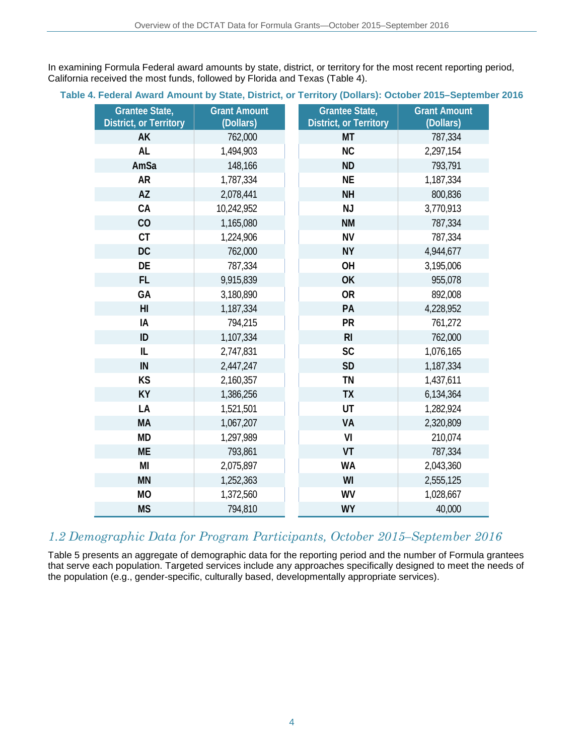In examining Formula Federal award amounts by state, district, or territory for the most recent reporting period, California received the most funds, followed by Florida and Texas (Table 4).

**Table 4. Federal Award Amount by State, District, or Territory (Dollars): October 2015–September 2016**

| Grantee State, District, or Territory | Grant Amount (Dollars) | Grantee State, District, or Territory | Grant Amount (Dollars) |
|---|---|---|---|
| AK | 762,000 | MT | 787,334 |
| AL | 1,494,903 | NC | 2,297,154 |
| AmSa | 148,166 | ND | 793,791 |
| AR | 1,787,334 | NE | 1,187,334 |
| AZ | 2,078,441 | NH | 800,836 |
| CA | 10,242,952 | NJ | 3,770,913 |
| CO | 1,165,080 | NM | 787,334 |
| CT | 1,224,906 | NV | 787,334 |
| DC | 762,000 | NY | 4,944,677 |
| DE | 787,334 | OH | 3,195,006 |
| FL | 9,915,839 | OK | 955,078 |
| GA | 3,180,890 | OR | 892,008 |
| HI | 1,187,334 | PA | 4,228,952 |
| IA | 794,215 | PR | 761,272 |
| ID | 1,107,334 | RI | 762,000 |
| IL | 2,747,831 | SC | 1,076,165 |
| IN | 2,447,247 | SD | 1,187,334 |
| KS | 2,160,357 | TN | 1,437,611 |
| KY | 1,386,256 | TX | 6,134,364 |
| LA | 1,521,501 | UT | 1,282,924 |
| MA | 1,067,207 | VA | 2,320,809 |
| MD | 1,297,989 | VI | 210,074 |
| ME | 793,861 | VT | 787,334 |
| MI | 2,075,897 | WA | 2,043,360 |
| MN | 1,252,363 | WI | 2,555,125 |
| MO | 1,372,560 | WV | 1,028,667 |
| MS | 794,810 | WY | 40,000 |

## *1.2 Demographic Data for Program Participants, October 2015–September 2016*

Table 5 presents an aggregate of demographic data for the reporting period and the number of Formula grantees that serve each population. Targeted services include any approaches specifically designed to meet the needs of the population (e.g., gender-specific, culturally based, developmentally appropriate services).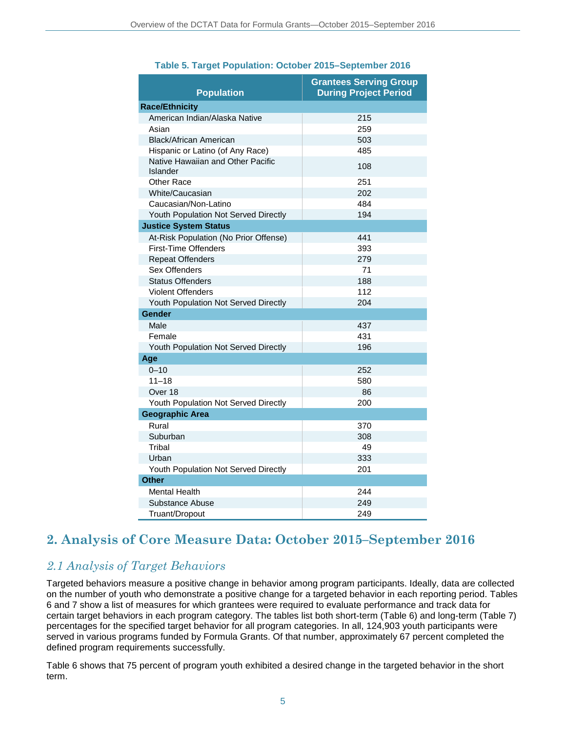**Table 5. Target Population: October 2015–September 2016**

| Population | Grantees Serving Group During Project Period |
|---|---|
| **Race/Ethnicity** | |
| American Indian/Alaska Native | 215 |
| Asian | 259 |
| Black/African American | 503 |
| Hispanic or Latino (of Any Race) | 485 |
| Native Hawaiian and Other Pacific Islander | 108 |
| Other Race | 251 |
| White/Caucasian | 202 |
| Caucasian/Non-Latino | 484 |
| Youth Population Not Served Directly | 194 |
| **Justice System Status** | |
| At-Risk Population (No Prior Offense) | 441 |
| First-Time Offenders | 393 |
| Repeat Offenders | 279 |
| Sex Offenders | 71 |
| Status Offenders | 188 |
| Violent Offenders | 112 |
| Youth Population Not Served Directly | 204 |
| **Gender** | |
| Male | 437 |
| Female | 431 |
| Youth Population Not Served Directly | 196 |
| **Age** | |
| 0–10 | 252 |
| 11–18 | 580 |
| Over 18 | 86 |
| Youth Population Not Served Directly | 200 |
| **Geographic Area** | |
| Rural | 370 |
| Suburban | 308 |
| Tribal | 49 |
| Urban | 333 |
| Youth Population Not Served Directly | 201 |
| **Other** | |
| Mental Health | 244 |
| Substance Abuse | 249 |
| Truant/Dropout | 249 |

# 2. Analysis of Core Measure Data: October 2015–September 2016

## *2.1 Analysis of Target Behaviors*

Targeted behaviors measure a positive change in behavior among program participants. Ideally, data are collected on the number of youth who demonstrate a positive change for a targeted behavior in each reporting period. Tables 6 and 7 show a list of measures for which grantees were required to evaluate performance and track data for certain target behaviors in each program category. The tables list both short-term (Table 6) and long-term (Table 7) percentages for the specified target behavior for all program categories. In all, 124,903 youth participants were served in various programs funded by Formula Grants. Of that number, approximately 67 percent completed the defined program requirements successfully.

Table 6 shows that 75 percent of program youth exhibited a desired change in the targeted behavior in the short term.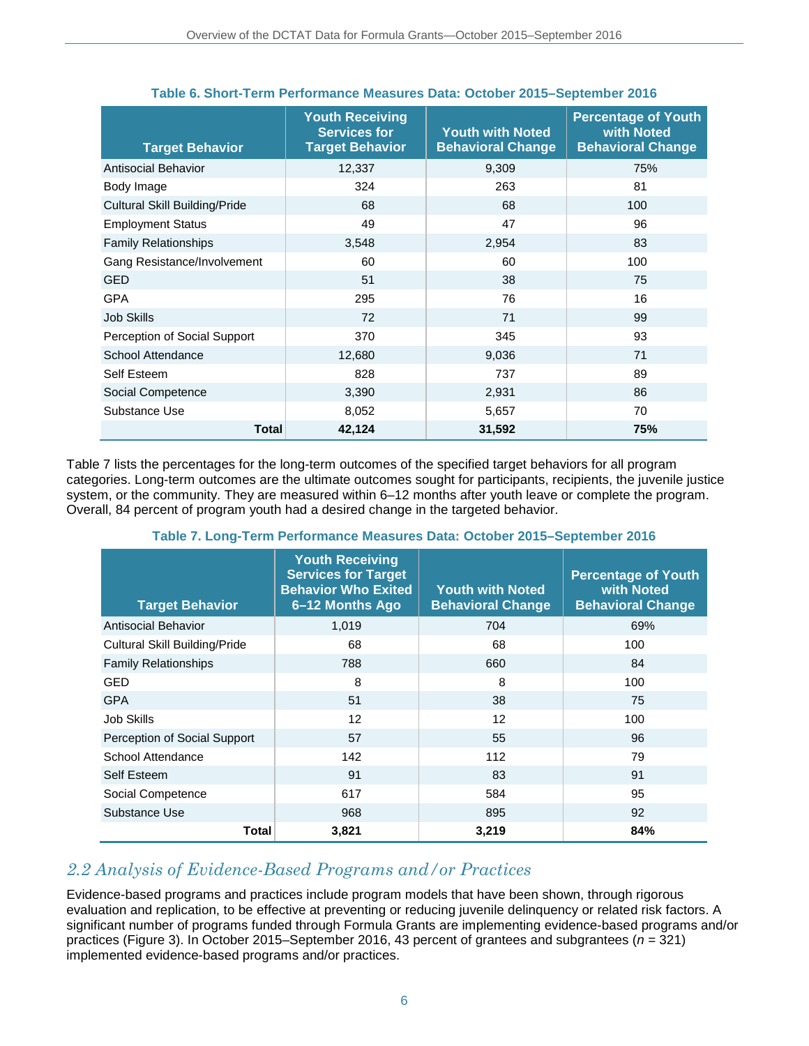**Table 6. Short-Term Performance Measures Data: October 2015–September 2016**

| Target Behavior | Youth Receiving Services for Target Behavior | Youth with Noted Behavioral Change | Percentage of Youth with Noted Behavioral Change |
|---|---|---|---|
| Antisocial Behavior | 12,337 | 9,309 | 75% |
| Body Image | 324 | 263 | 81 |
| Cultural Skill Building/Pride | 68 | 68 | 100 |
| Employment Status | 49 | 47 | 96 |
| Family Relationships | 3,548 | 2,954 | 83 |
| Gang Resistance/Involvement | 60 | 60 | 100 |
| GED | 51 | 38 | 75 |
| GPA | 295 | 76 | 16 |
| Job Skills | 72 | 71 | 99 |
| Perception of Social Support | 370 | 345 | 93 |
| School Attendance | 12,680 | 9,036 | 71 |
| Self Esteem | 828 | 737 | 89 |
| Social Competence | 3,390 | 2,931 | 86 |
| Substance Use | 8,052 | 5,657 | 70 |
| **Total** | **42,124** | **31,592** | **75%** |

Table 7 lists the percentages for the long-term outcomes of the specified target behaviors for all program categories. Long-term outcomes are the ultimate outcomes sought for participants, recipients, the juvenile justice system, or the community. They are measured within 6–12 months after youth leave or complete the program. Overall, 84 percent of program youth had a desired change in the targeted behavior.

**Table 7. Long-Term Performance Measures Data: October 2015–September 2016**

| Target Behavior | Youth Receiving Services for Target Behavior Who Exited 6–12 Months Ago | Youth with Noted Behavioral Change | Percentage of Youth with Noted Behavioral Change |
|---|---|---|---|
| Antisocial Behavior | 1,019 | 704 | 69% |
| Cultural Skill Building/Pride | 68 | 68 | 100 |
| Family Relationships | 788 | 660 | 84 |
| GED | 8 | 8 | 100 |
| GPA | 51 | 38 | 75 |
| Job Skills | 12 | 12 | 100 |
| Perception of Social Support | 57 | 55 | 96 |
| School Attendance | 142 | 112 | 79 |
| Self Esteem | 91 | 83 | 91 |
| Social Competence | 617 | 584 | 95 |
| Substance Use | 968 | 895 | 92 |
| **Total** | **3,821** | **3,219** | **84%** |

## *2.2 Analysis of Evidence-Based Programs and/or Practices*

Evidence-based programs and practices include program models that have been shown, through rigorous evaluation and replication, to be effective at preventing or reducing juvenile delinquency or related risk factors. A significant number of programs funded through Formula Grants are implementing evidence-based programs and/or practices (Figure 3). In October 2015–September 2016, 43 percent of grantees and subgrantees ($n$ = 321) implemented evidence-based programs and/or practices.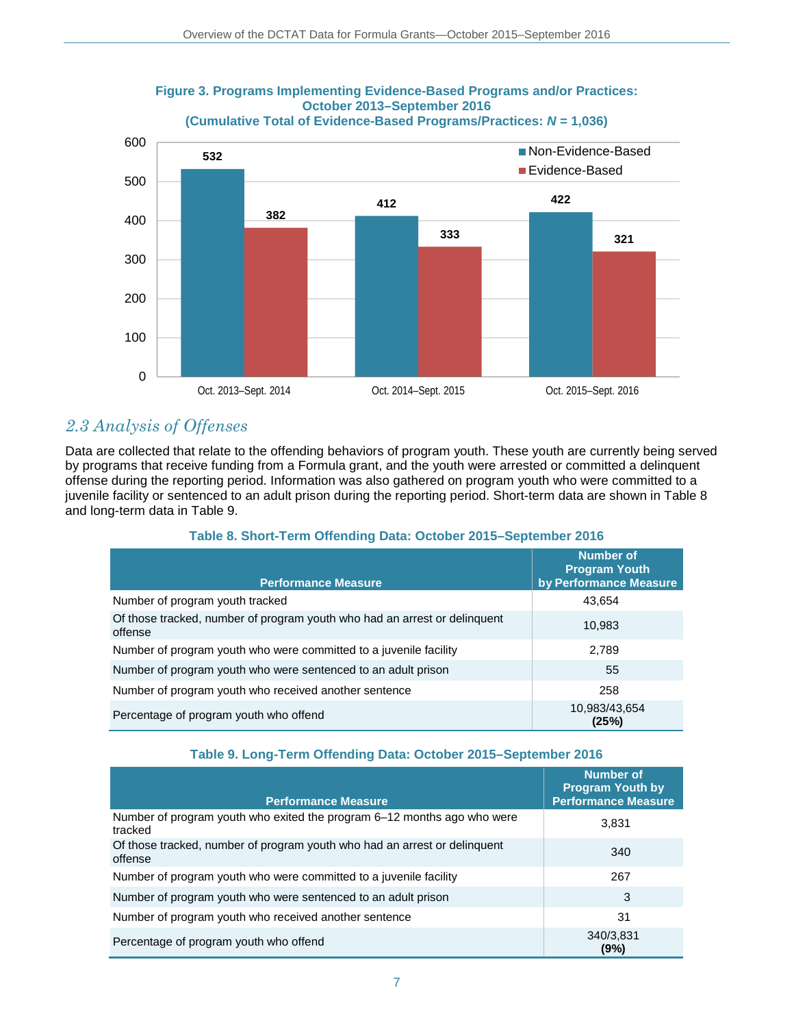**Figure 3. Programs Implementing Evidence-Based Programs and/or Practices: October 2013–September 2016**
**(Cumulative Total of Evidence-Based Programs/Practices: $N$ = 1,036)**

| | Non-Evidence-Based | Evidence-Based |
|---|---|---|
| Oct. 2013–Sept. 2014 | 532 | 382 |
| Oct. 2014–Sept. 2015 | 412 | 333 |
| Oct. 2015–Sept. 2016 | 422 | 321 |

## *2.3 Analysis of Offenses*

Data are collected that relate to the offending behaviors of program youth. These youth are currently being served by programs that receive funding from a Formula grant, and the youth were arrested or committed a delinquent offense during the reporting period. Information was also gathered on program youth who were committed to a juvenile facility or sentenced to an adult prison during the reporting period. Short-term data are shown in Table 8 and long-term data in Table 9.

**Table 8. Short-Term Offending Data: October 2015–September 2016**

| Performance Measure | Number of Program Youth by Performance Measure |
|---|---|
| Number of program youth tracked | 43,654 |
| Of those tracked, number of program youth who had an arrest or delinquent offense | 10,983 |
| Number of program youth who were committed to a juvenile facility | 2,789 |
| Number of program youth who were sentenced to an adult prison | 55 |
| Number of program youth who received another sentence | 258 |
| Percentage of program youth who offend | 10,983/43,654 **(25%)** |

**Table 9. Long-Term Offending Data: October 2015–September 2016**

| Performance Measure | Number of Program Youth by Performance Measure |
|---|---|
| Number of program youth who exited the program 6–12 months ago who were tracked | 3,831 |
| Of those tracked, number of program youth who had an arrest or delinquent offense | 340 |
| Number of program youth who were committed to a juvenile facility | 267 |
| Number of program youth who were sentenced to an adult prison | 3 |
| Number of program youth who received another sentence | 31 |
| Percentage of program youth who offend | 340/3,831 **(9%)** |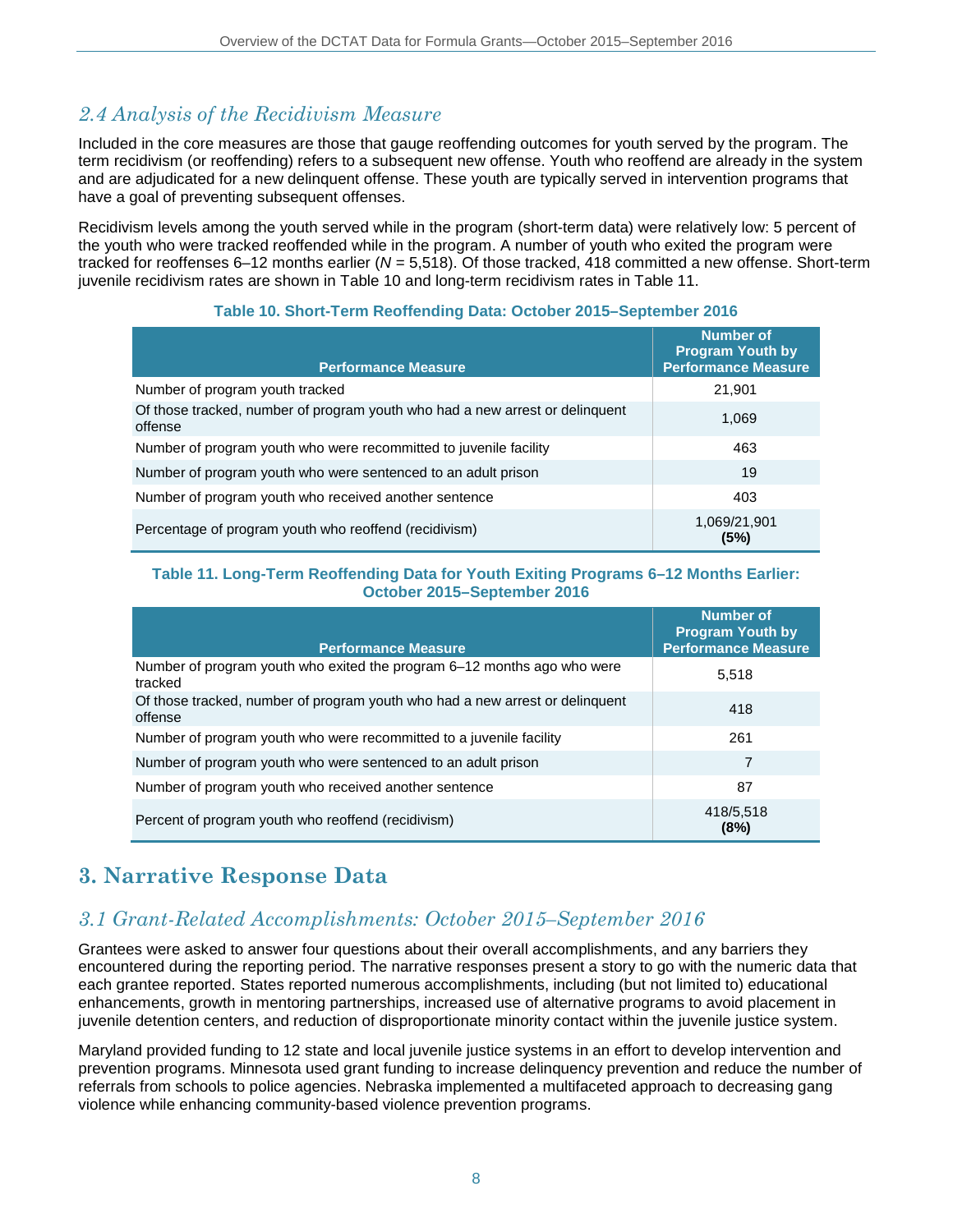## 2.4 Analysis of the Recidivism Measure

Included in the core measures are those that gauge reoffending outcomes for youth served by the program. The term recidivism (or reoffending) refers to a subsequent new offense. Youth who reoffend are already in the system and are adjudicated for a new delinquent offense. These youth are typically served in intervention programs that have a goal of preventing subsequent offenses.

Recidivism levels among the youth served while in the program (short-term data) were relatively low: 5 percent of the youth who were tracked reoffended while in the program. A number of youth who exited the program were tracked for reoffenses 6–12 months earlier (*N* = 5,518). Of those tracked, 418 committed a new offense. Short-term juvenile recidivism rates are shown in Table 10 and long-term recidivism rates in Table 11.

**Table 10. Short-Term Reoffending Data: October 2015–September 2016**

| Performance Measure | Number of Program Youth by Performance Measure |
|---|---|
| Number of program youth tracked | 21,901 |
| Of those tracked, number of program youth who had a new arrest or delinquent offense | 1,069 |
| Number of program youth who were recommitted to juvenile facility | 463 |
| Number of program youth who were sentenced to an adult prison | 19 |
| Number of program youth who received another sentence | 403 |
| Percentage of program youth who reoffend (recidivism) | 1,069/21,901 **(5%)** |

**Table 11. Long-Term Reoffending Data for Youth Exiting Programs 6–12 Months Earlier: October 2015–September 2016**

| Performance Measure | Number of Program Youth by Performance Measure |
|---|---|
| Number of program youth who exited the program 6–12 months ago who were tracked | 5,518 |
| Of those tracked, number of program youth who had a new arrest or delinquent offense | 418 |
| Number of program youth who were recommitted to a juvenile facility | 261 |
| Number of program youth who were sentenced to an adult prison | 7 |
| Number of program youth who received another sentence | 87 |
| Percent of program youth who reoffend (recidivism) | 418/5,518 **(8%)** |

# 3. Narrative Response Data

## 3.1 Grant-Related Accomplishments: October 2015–September 2016

Grantees were asked to answer four questions about their overall accomplishments, and any barriers they encountered during the reporting period. The narrative responses present a story to go with the numeric data that each grantee reported. States reported numerous accomplishments, including (but not limited to) educational enhancements, growth in mentoring partnerships, increased use of alternative programs to avoid placement in juvenile detention centers, and reduction of disproportionate minority contact within the juvenile justice system.

Maryland provided funding to 12 state and local juvenile justice systems in an effort to develop intervention and prevention programs. Minnesota used grant funding to increase delinquency prevention and reduce the number of referrals from schools to police agencies. Nebraska implemented a multifaceted approach to decreasing gang violence while enhancing community-based violence prevention programs.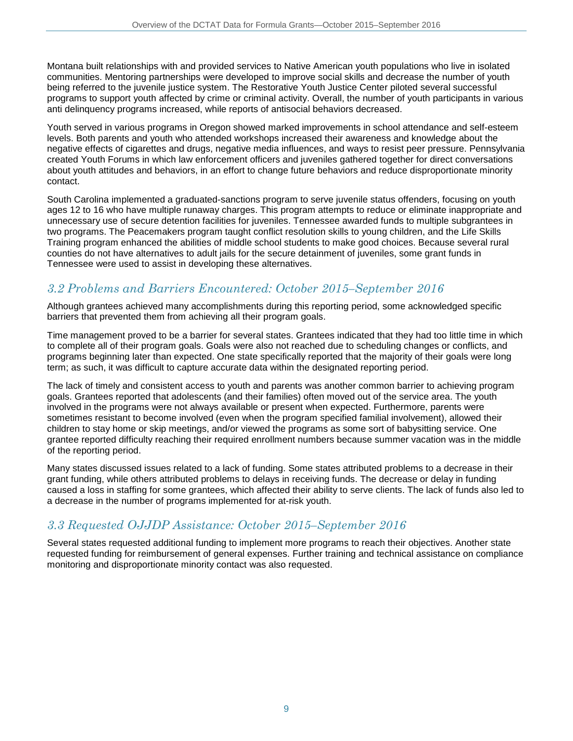Montana built relationships with and provided services to Native American youth populations who live in isolated communities. Mentoring partnerships were developed to improve social skills and decrease the number of youth being referred to the juvenile justice system. The Restorative Youth Justice Center piloted several successful programs to support youth affected by crime or criminal activity. Overall, the number of youth participants in various anti delinquency programs increased, while reports of antisocial behaviors decreased.

Youth served in various programs in Oregon showed marked improvements in school attendance and self-esteem levels. Both parents and youth who attended workshops increased their awareness and knowledge about the negative effects of cigarettes and drugs, negative media influences, and ways to resist peer pressure. Pennsylvania created Youth Forums in which law enforcement officers and juveniles gathered together for direct conversations about youth attitudes and behaviors, in an effort to change future behaviors and reduce disproportionate minority contact.

South Carolina implemented a graduated-sanctions program to serve juvenile status offenders, focusing on youth ages 12 to 16 who have multiple runaway charges. This program attempts to reduce or eliminate inappropriate and unnecessary use of secure detention facilities for juveniles. Tennessee awarded funds to multiple subgrantees in two programs. The Peacemakers program taught conflict resolution skills to young children, and the Life Skills Training program enhanced the abilities of middle school students to make good choices. Because several rural counties do not have alternatives to adult jails for the secure detainment of juveniles, some grant funds in Tennessee were used to assist in developing these alternatives.

## *3.2 Problems and Barriers Encountered: October 2015–September 2016*

Although grantees achieved many accomplishments during this reporting period, some acknowledged specific barriers that prevented them from achieving all their program goals.

Time management proved to be a barrier for several states. Grantees indicated that they had too little time in which to complete all of their program goals. Goals were also not reached due to scheduling changes or conflicts, and programs beginning later than expected. One state specifically reported that the majority of their goals were long term; as such, it was difficult to capture accurate data within the designated reporting period.

The lack of timely and consistent access to youth and parents was another common barrier to achieving program goals. Grantees reported that adolescents (and their families) often moved out of the service area. The youth involved in the programs were not always available or present when expected. Furthermore, parents were sometimes resistant to become involved (even when the program specified familial involvement), allowed their children to stay home or skip meetings, and/or viewed the programs as some sort of babysitting service. One grantee reported difficulty reaching their required enrollment numbers because summer vacation was in the middle of the reporting period.

Many states discussed issues related to a lack of funding. Some states attributed problems to a decrease in their grant funding, while others attributed problems to delays in receiving funds. The decrease or delay in funding caused a loss in staffing for some grantees, which affected their ability to serve clients. The lack of funds also led to a decrease in the number of programs implemented for at-risk youth.

## *3.3 Requested OJJDP Assistance: October 2015–September 2016*

Several states requested additional funding to implement more programs to reach their objectives. Another state requested funding for reimbursement of general expenses. Further training and technical assistance on compliance monitoring and disproportionate minority contact was also requested.